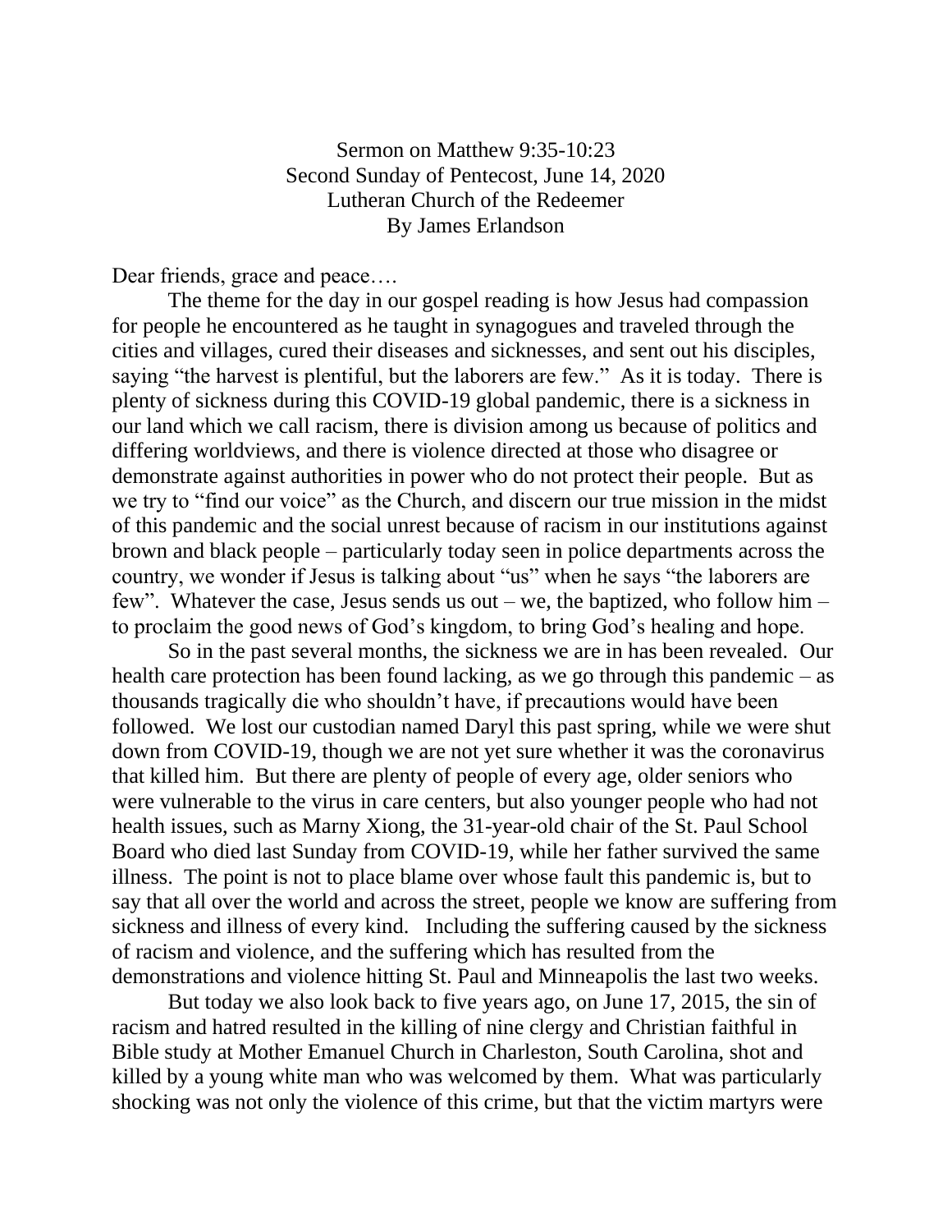Sermon on Matthew 9:35-10:23
Second Sunday of Pentecost, June 14, 2020
Lutheran Church of the Redeemer
By James Erlandson

Dear friends, grace and peace….

The theme for the day in our gospel reading is how Jesus had compassion for people he encountered as he taught in synagogues and traveled through the cities and villages, cured their diseases and sicknesses, and sent out his disciples, saying "the harvest is plentiful, but the laborers are few." As it is today. There is plenty of sickness during this COVID-19 global pandemic, there is a sickness in our land which we call racism, there is division among us because of politics and differing worldviews, and there is violence directed at those who disagree or demonstrate against authorities in power who do not protect their people. But as we try to "find our voice" as the Church, and discern our true mission in the midst of this pandemic and the social unrest because of racism in our institutions against brown and black people – particularly today seen in police departments across the country, we wonder if Jesus is talking about "us" when he says "the laborers are few". Whatever the case, Jesus sends us out – we, the baptized, who follow him – to proclaim the good news of God's kingdom, to bring God's healing and hope.

So in the past several months, the sickness we are in has been revealed. Our health care protection has been found lacking, as we go through this pandemic – as thousands tragically die who shouldn't have, if precautions would have been followed. We lost our custodian named Daryl this past spring, while we were shut down from COVID-19, though we are not yet sure whether it was the coronavirus that killed him. But there are plenty of people of every age, older seniors who were vulnerable to the virus in care centers, but also younger people who had not health issues, such as Marny Xiong, the 31-year-old chair of the St. Paul School Board who died last Sunday from COVID-19, while her father survived the same illness. The point is not to place blame over whose fault this pandemic is, but to say that all over the world and across the street, people we know are suffering from sickness and illness of every kind. Including the suffering caused by the sickness of racism and violence, and the suffering which has resulted from the demonstrations and violence hitting St. Paul and Minneapolis the last two weeks.

But today we also look back to five years ago, on June 17, 2015, the sin of racism and hatred resulted in the killing of nine clergy and Christian faithful in Bible study at Mother Emanuel Church in Charleston, South Carolina, shot and killed by a young white man who was welcomed by them. What was particularly shocking was not only the violence of this crime, but that the victim martyrs were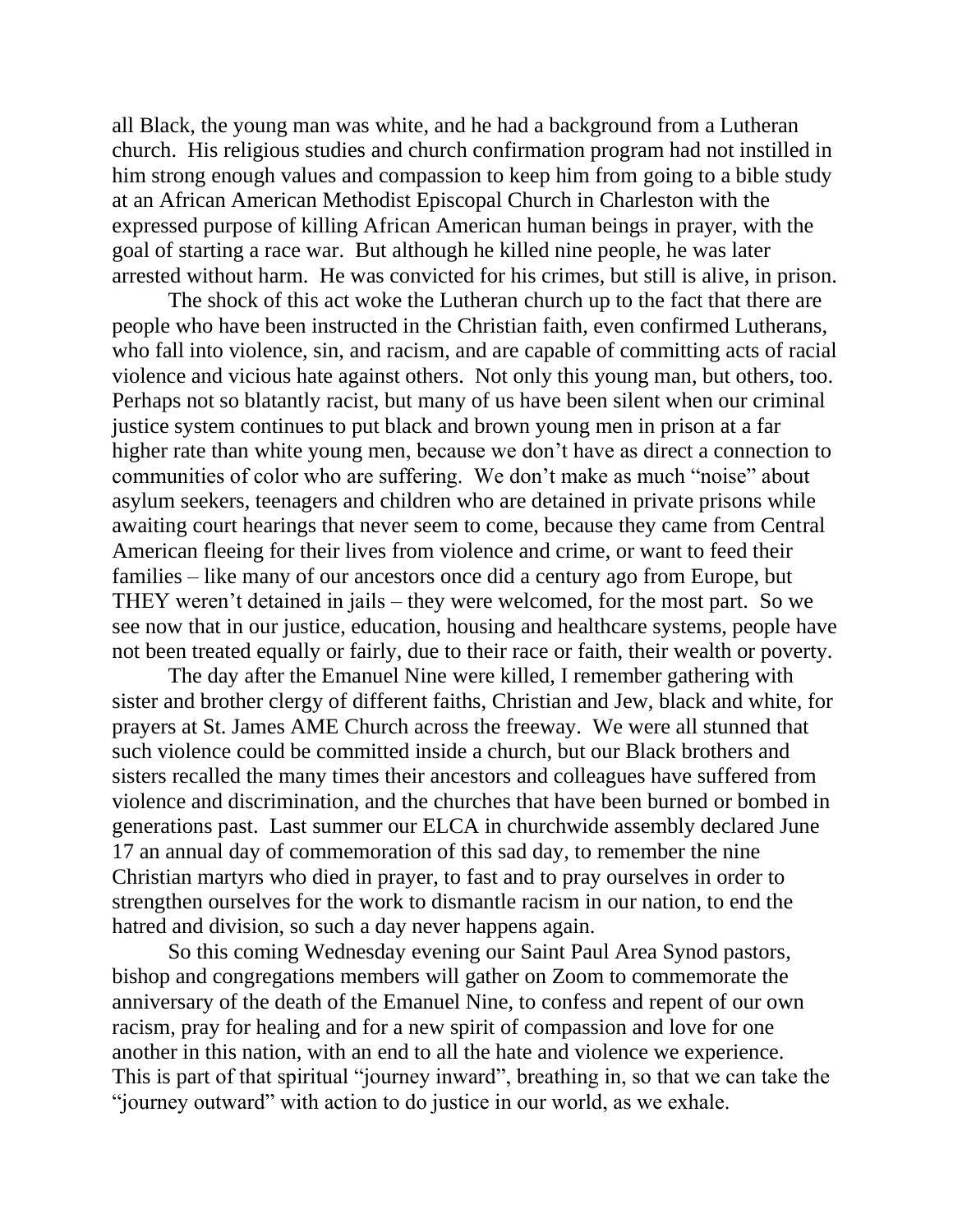all Black, the young man was white, and he had a background from a Lutheran church. His religious studies and church confirmation program had not instilled in him strong enough values and compassion to keep him from going to a bible study at an African American Methodist Episcopal Church in Charleston with the expressed purpose of killing African American human beings in prayer, with the goal of starting a race war. But although he killed nine people, he was later arrested without harm. He was convicted for his crimes, but still is alive, in prison.

The shock of this act woke the Lutheran church up to the fact that there are people who have been instructed in the Christian faith, even confirmed Lutherans, who fall into violence, sin, and racism, and are capable of committing acts of racial violence and vicious hate against others. Not only this young man, but others, too. Perhaps not so blatantly racist, but many of us have been silent when our criminal justice system continues to put black and brown young men in prison at a far higher rate than white young men, because we don't have as direct a connection to communities of color who are suffering. We don't make as much "noise" about asylum seekers, teenagers and children who are detained in private prisons while awaiting court hearings that never seem to come, because they came from Central American fleeing for their lives from violence and crime, or want to feed their families – like many of our ancestors once did a century ago from Europe, but THEY weren't detained in jails – they were welcomed, for the most part. So we see now that in our justice, education, housing and healthcare systems, people have not been treated equally or fairly, due to their race or faith, their wealth or poverty.

The day after the Emanuel Nine were killed, I remember gathering with sister and brother clergy of different faiths, Christian and Jew, black and white, for prayers at St. James AME Church across the freeway. We were all stunned that such violence could be committed inside a church, but our Black brothers and sisters recalled the many times their ancestors and colleagues have suffered from violence and discrimination, and the churches that have been burned or bombed in generations past. Last summer our ELCA in churchwide assembly declared June 17 an annual day of commemoration of this sad day, to remember the nine Christian martyrs who died in prayer, to fast and to pray ourselves in order to strengthen ourselves for the work to dismantle racism in our nation, to end the hatred and division, so such a day never happens again.

So this coming Wednesday evening our Saint Paul Area Synod pastors, bishop and congregations members will gather on Zoom to commemorate the anniversary of the death of the Emanuel Nine, to confess and repent of our own racism, pray for healing and for a new spirit of compassion and love for one another in this nation, with an end to all the hate and violence we experience. This is part of that spiritual "journey inward", breathing in, so that we can take the "journey outward" with action to do justice in our world, as we exhale.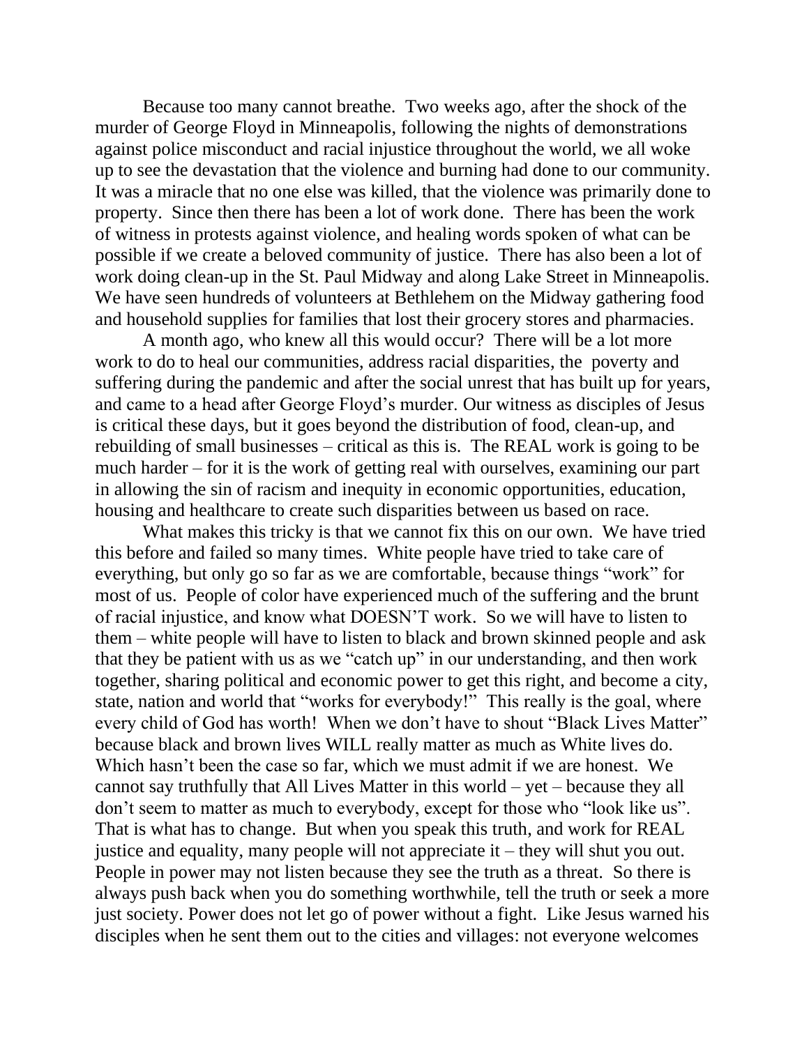Because too many cannot breathe. Two weeks ago, after the shock of the murder of George Floyd in Minneapolis, following the nights of demonstrations against police misconduct and racial injustice throughout the world, we all woke up to see the devastation that the violence and burning had done to our community. It was a miracle that no one else was killed, that the violence was primarily done to property. Since then there has been a lot of work done. There has been the work of witness in protests against violence, and healing words spoken of what can be possible if we create a beloved community of justice. There has also been a lot of work doing clean-up in the St. Paul Midway and along Lake Street in Minneapolis. We have seen hundreds of volunteers at Bethlehem on the Midway gathering food and household supplies for families that lost their grocery stores and pharmacies.

A month ago, who knew all this would occur? There will be a lot more work to do to heal our communities, address racial disparities, the poverty and suffering during the pandemic and after the social unrest that has built up for years, and came to a head after George Floyd's murder. Our witness as disciples of Jesus is critical these days, but it goes beyond the distribution of food, clean-up, and rebuilding of small businesses – critical as this is. The REAL work is going to be much harder – for it is the work of getting real with ourselves, examining our part in allowing the sin of racism and inequity in economic opportunities, education, housing and healthcare to create such disparities between us based on race.

What makes this tricky is that we cannot fix this on our own. We have tried this before and failed so many times. White people have tried to take care of everything, but only go so far as we are comfortable, because things "work" for most of us. People of color have experienced much of the suffering and the brunt of racial injustice, and know what DOESN'T work. So we will have to listen to them – white people will have to listen to black and brown skinned people and ask that they be patient with us as we "catch up" in our understanding, and then work together, sharing political and economic power to get this right, and become a city, state, nation and world that "works for everybody!" This really is the goal, where every child of God has worth! When we don't have to shout "Black Lives Matter" because black and brown lives WILL really matter as much as White lives do. Which hasn't been the case so far, which we must admit if we are honest. We cannot say truthfully that All Lives Matter in this world – yet – because they all don't seem to matter as much to everybody, except for those who "look like us". That is what has to change. But when you speak this truth, and work for REAL justice and equality, many people will not appreciate it – they will shut you out. People in power may not listen because they see the truth as a threat. So there is always push back when you do something worthwhile, tell the truth or seek a more just society. Power does not let go of power without a fight. Like Jesus warned his disciples when he sent them out to the cities and villages: not everyone welcomes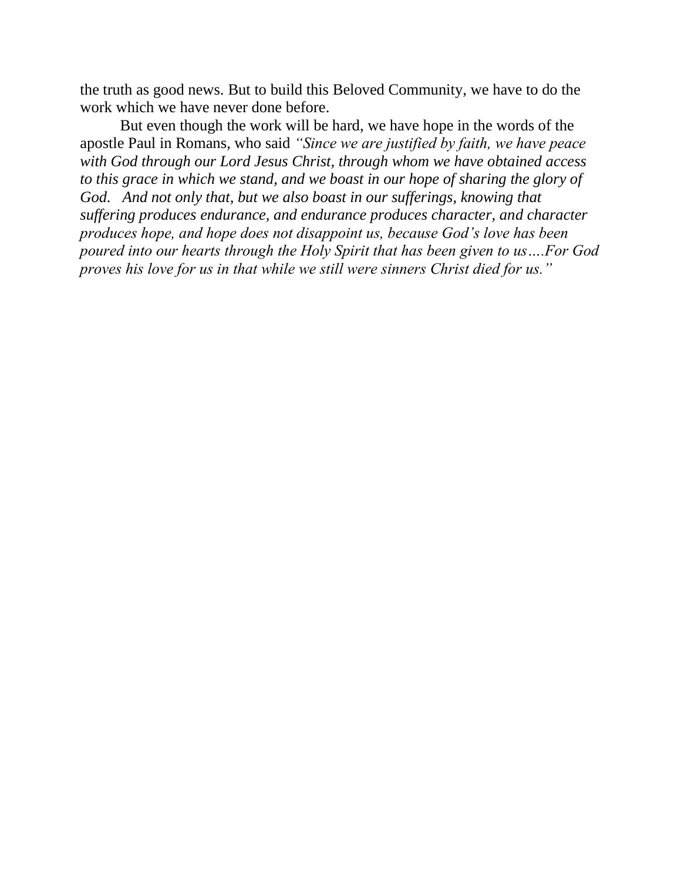the truth as good news. But to build this Beloved Community, we have to do the work which we have never done before.

But even though the work will be hard, we have hope in the words of the apostle Paul in Romans, who said *"Since we are justified by faith, we have peace with God through our Lord Jesus Christ, through whom we have obtained access to this grace in which we stand, and we boast in our hope of sharing the glory of God. And not only that, but we also boast in our sufferings, knowing that suffering produces endurance, and endurance produces character, and character produces hope, and hope does not disappoint us, because God's love has been poured into our hearts through the Holy Spirit that has been given to us….For God proves his love for us in that while we still were sinners Christ died for us."*